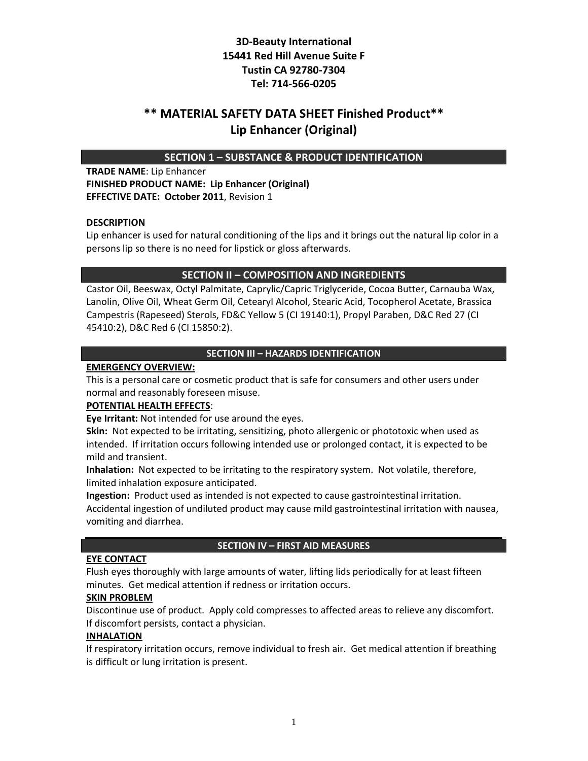**3D-Beauty International**
**15441 Red Hill Avenue Suite F**
**Tustin CA 92780-7304**
**Tel: 714-566-0205**

# ** MATERIAL SAFETY DATA SHEET Finished Product**
# Lip Enhancer (Original)

## SECTION 1 – SUBSTANCE & PRODUCT IDENTIFICATION

**TRADE NAME**: Lip Enhancer
**FINISHED PRODUCT NAME: Lip Enhancer (Original)**
**EFFECTIVE DATE: October 2011**, Revision 1

**DESCRIPTION**
Lip enhancer is used for natural conditioning of the lips and it brings out the natural lip color in a persons lip so there is no need for lipstick or gloss afterwards.

## SECTION II – COMPOSITION AND INGREDIENTS

Castor Oil, Beeswax, Octyl Palmitate, Caprylic/Capric Triglyceride, Cocoa Butter, Carnauba Wax, Lanolin, Olive Oil, Wheat Germ Oil, Cetearyl Alcohol, Stearic Acid, Tocopherol Acetate, Brassica Campestris (Rapeseed) Sterols, FD&C Yellow 5 (CI 19140:1), Propyl Paraben, D&C Red 27 (CI 45410:2), D&C Red 6 (CI 15850:2).

## SECTION III – HAZARDS IDENTIFICATION

**EMERGENCY OVERVIEW:**
This is a personal care or cosmetic product that is safe for consumers and other users under normal and reasonably foreseen misuse.

**POTENTIAL HEALTH EFFECTS**:
**Eye Irritant:** Not intended for use around the eyes.
**Skin:** Not expected to be irritating, sensitizing, photo allergenic or phototoxic when used as intended. If irritation occurs following intended use or prolonged contact, it is expected to be mild and transient.
**Inhalation:** Not expected to be irritating to the respiratory system. Not volatile, therefore, limited inhalation exposure anticipated.
**Ingestion:** Product used as intended is not expected to cause gastrointestinal irritation. Accidental ingestion of undiluted product may cause mild gastrointestinal irritation with nausea, vomiting and diarrhea.

## SECTION IV – FIRST AID MEASURES

**EYE CONTACT**
Flush eyes thoroughly with large amounts of water, lifting lids periodically for at least fifteen minutes. Get medical attention if redness or irritation occurs.

**SKIN PROBLEM**
Discontinue use of product. Apply cold compresses to affected areas to relieve any discomfort. If discomfort persists, contact a physician.

**INHALATION**
If respiratory irritation occurs, remove individual to fresh air. Get medical attention if breathing is difficult or lung irritation is present.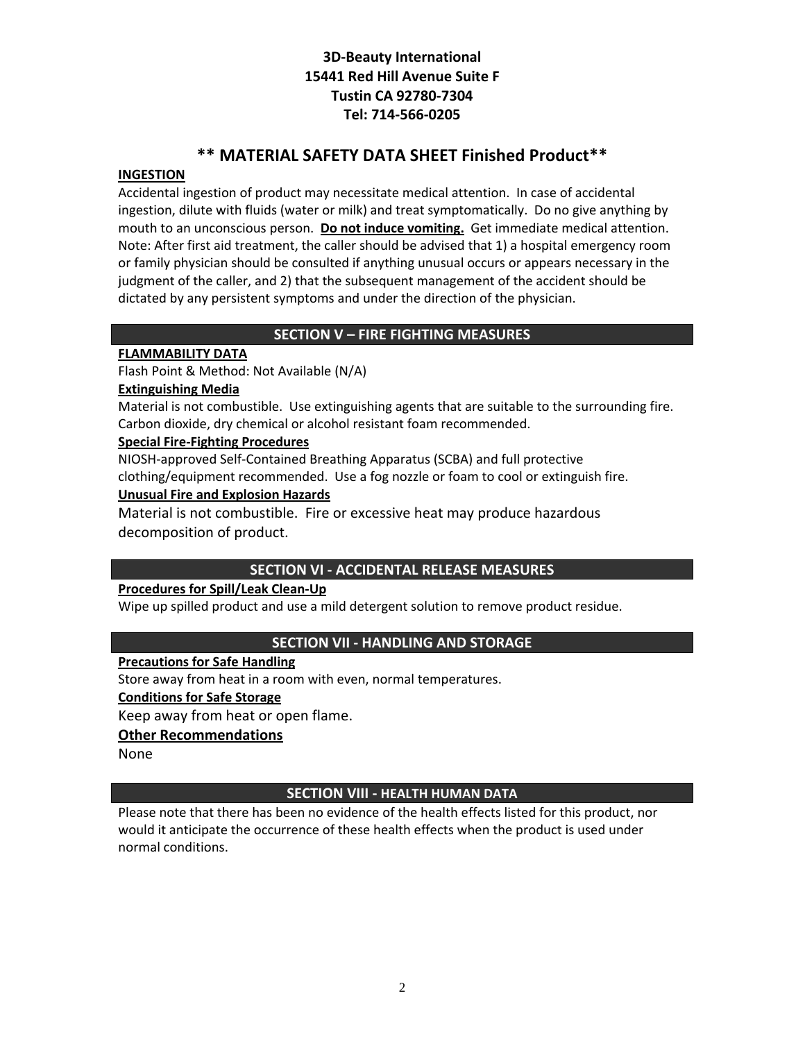**3D-Beauty International**
**15441 Red Hill Avenue Suite F**
**Tustin CA 92780-7304**
**Tel: 714-566-0205**

## ** MATERIAL SAFETY DATA SHEET Finished Product**

**INGESTION**

Accidental ingestion of product may necessitate medical attention. In case of accidental ingestion, dilute with fluids (water or milk) and treat symptomatically. Do no give anything by mouth to an unconscious person. **Do not induce vomiting.** Get immediate medical attention. Note: After first aid treatment, the caller should be advised that 1) a hospital emergency room or family physician should be consulted if anything unusual occurs or appears necessary in the judgment of the caller, and 2) that the subsequent management of the accident should be dictated by any persistent symptoms and under the direction of the physician.

## SECTION V – FIRE FIGHTING MEASURES

**FLAMMABILITY DATA**

Flash Point & Method: Not Available (N/A)

**Extinguishing Media**

Material is not combustible. Use extinguishing agents that are suitable to the surrounding fire. Carbon dioxide, dry chemical or alcohol resistant foam recommended.

**Special Fire-Fighting Procedures**

NIOSH-approved Self-Contained Breathing Apparatus (SCBA) and full protective clothing/equipment recommended. Use a fog nozzle or foam to cool or extinguish fire.

**Unusual Fire and Explosion Hazards**

Material is not combustible. Fire or excessive heat may produce hazardous decomposition of product.

## SECTION VI - ACCIDENTAL RELEASE MEASURES

**Procedures for Spill/Leak Clean-Up**

Wipe up spilled product and use a mild detergent solution to remove product residue.

## SECTION VII - HANDLING AND STORAGE

**Precautions for Safe Handling**

Store away from heat in a room with even, normal temperatures.

**Conditions for Safe Storage**

Keep away from heat or open flame.

**Other Recommendations**

None

## SECTION VIII - HEALTH HUMAN DATA

Please note that there has been no evidence of the health effects listed for this product, nor would it anticipate the occurrence of these health effects when the product is used under normal conditions.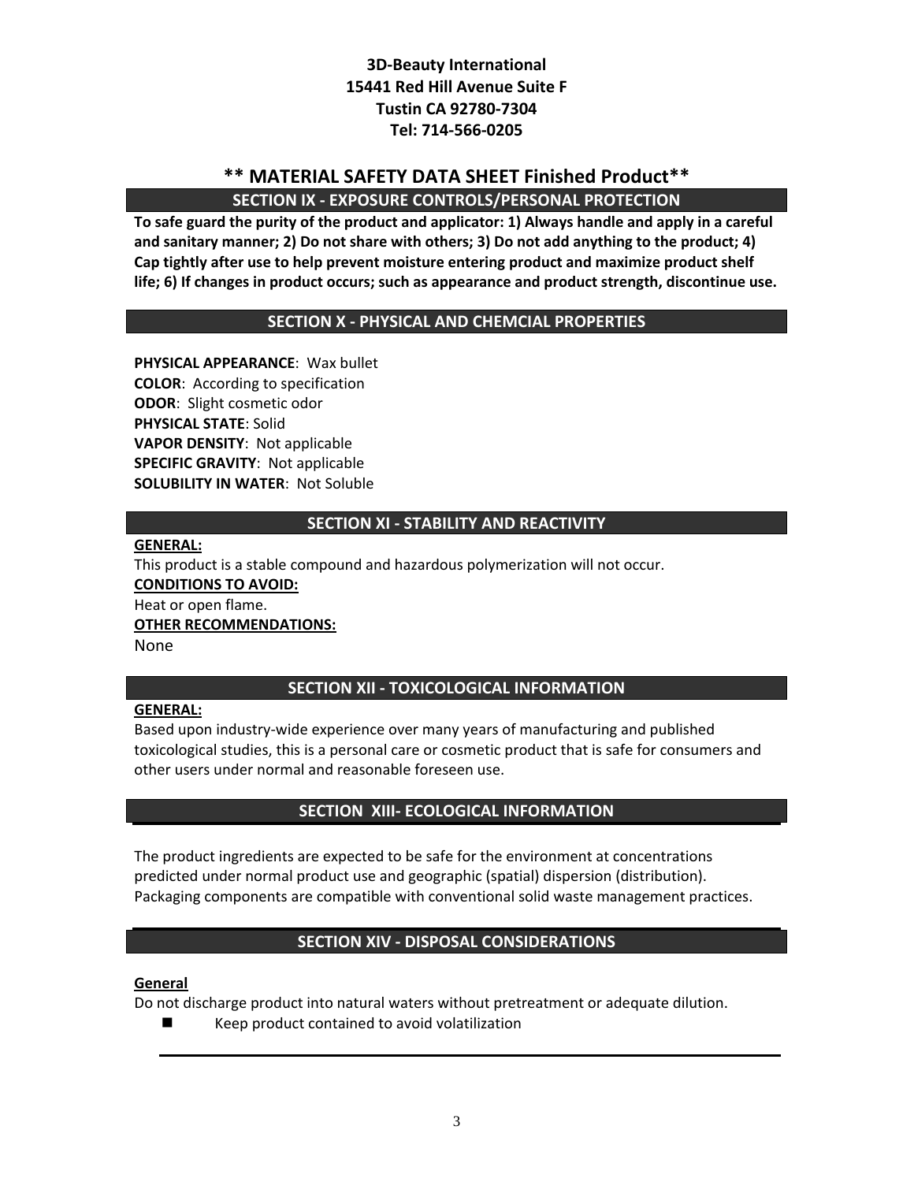**3D-Beauty International**
**15441 Red Hill Avenue Suite F**
**Tustin CA 92780-7304**
**Tel: 714-566-0205**

# ** MATERIAL SAFETY DATA SHEET Finished Product**

## SECTION IX - EXPOSURE CONTROLS/PERSONAL PROTECTION

**To safe guard the purity of the product and applicator: 1) Always handle and apply in a careful and sanitary manner; 2) Do not share with others; 3) Do not add anything to the product; 4) Cap tightly after use to help prevent moisture entering product and maximize product shelf life; 6) If changes in product occurs; such as appearance and product strength, discontinue use.**

## SECTION X - PHYSICAL AND CHEMCIAL PROPERTIES

**PHYSICAL APPEARANCE**: Wax bullet
**COLOR**: According to specification
**ODOR**: Slight cosmetic odor
**PHYSICAL STATE**: Solid
**VAPOR DENSITY**: Not applicable
**SPECIFIC GRAVITY**: Not applicable
**SOLUBILITY IN WATER**: Not Soluble

## SECTION XI - STABILITY AND REACTIVITY

**GENERAL:**
This product is a stable compound and hazardous polymerization will not occur.
**CONDITIONS TO AVOID:**
Heat or open flame.
**OTHER RECOMMENDATIONS:**
None

## SECTION XII - TOXICOLOGICAL INFORMATION

**GENERAL:**
Based upon industry-wide experience over many years of manufacturing and published toxicological studies, this is a personal care or cosmetic product that is safe for consumers and other users under normal and reasonable foreseen use.

## SECTION XIII- ECOLOGICAL INFORMATION

The product ingredients are expected to be safe for the environment at concentrations predicted under normal product use and geographic (spatial) dispersion (distribution). Packaging components are compatible with conventional solid waste management practices.

## SECTION XIV - DISPOSAL CONSIDERATIONS

**General**
Do not discharge product into natural waters without pretreatment or adequate dilution.

- Keep product contained to avoid volatilization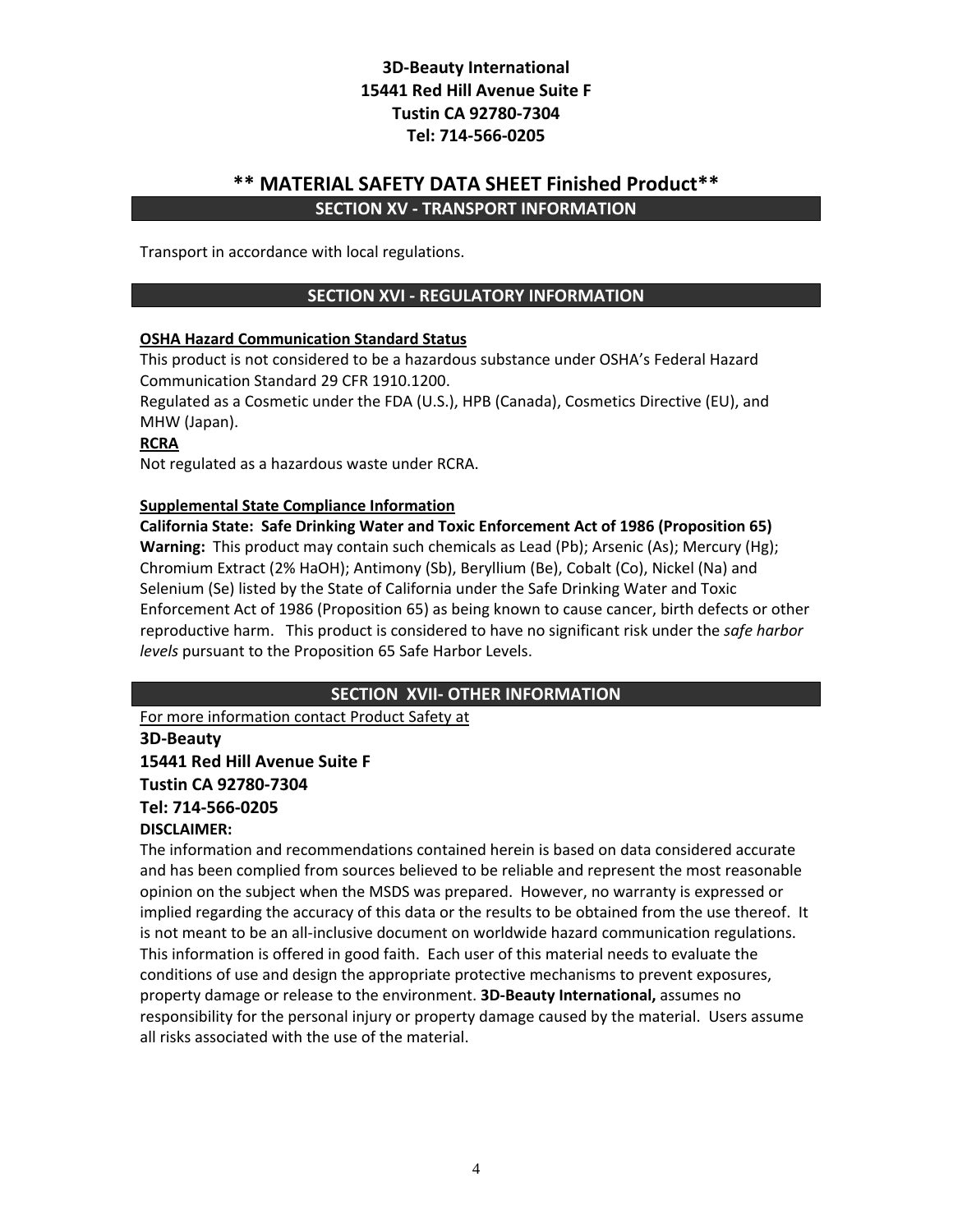**3D-Beauty International**
**15441 Red Hill Avenue Suite F**
**Tustin CA 92780-7304**
**Tel: 714-566-0205**

# ** MATERIAL SAFETY DATA SHEET Finished Product**

## SECTION XV - TRANSPORT INFORMATION

Transport in accordance with local regulations.

## SECTION XVI - REGULATORY INFORMATION

**OSHA Hazard Communication Standard Status**

This product is not considered to be a hazardous substance under OSHA's Federal Hazard Communication Standard 29 CFR 1910.1200.

Regulated as a Cosmetic under the FDA (U.S.), HPB (Canada), Cosmetics Directive (EU), and MHW (Japan).

**RCRA**

Not regulated as a hazardous waste under RCRA.

**Supplemental State Compliance Information**

**California State: Safe Drinking Water and Toxic Enforcement Act of 1986 (Proposition 65)**

**Warning:** This product may contain such chemicals as Lead (Pb); Arsenic (As); Mercury (Hg); Chromium Extract (2% HaOH); Antimony (Sb), Beryllium (Be), Cobalt (Co), Nickel (Na) and Selenium (Se) listed by the State of California under the Safe Drinking Water and Toxic Enforcement Act of 1986 (Proposition 65) as being known to cause cancer, birth defects or other reproductive harm. This product is considered to have no significant risk under the *safe harbor levels* pursuant to the Proposition 65 Safe Harbor Levels.

## SECTION XVII- OTHER INFORMATION

For more information contact Product Safety at

**3D-Beauty**
**15441 Red Hill Avenue Suite F**
**Tustin CA 92780-7304**
**Tel: 714-566-0205**

**DISCLAIMER:**

The information and recommendations contained herein is based on data considered accurate and has been complied from sources believed to be reliable and represent the most reasonable opinion on the subject when the MSDS was prepared. However, no warranty is expressed or implied regarding the accuracy of this data or the results to be obtained from the use thereof. It is not meant to be an all-inclusive document on worldwide hazard communication regulations. This information is offered in good faith. Each user of this material needs to evaluate the conditions of use and design the appropriate protective mechanisms to prevent exposures, property damage or release to the environment. **3D-Beauty International,** assumes no responsibility for the personal injury or property damage caused by the material. Users assume all risks associated with the use of the material.